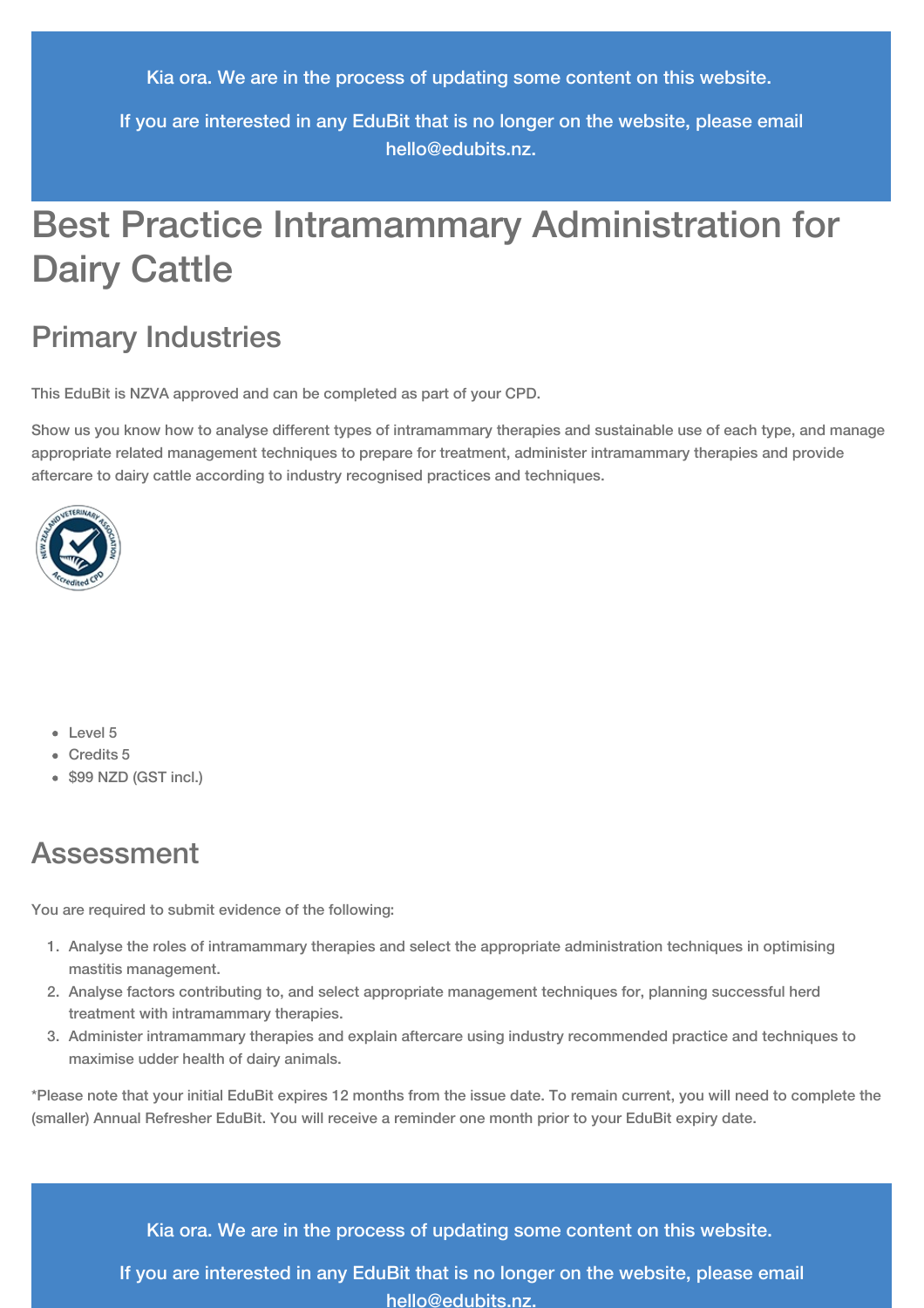Kia ora. We are in the process of updating some content on this website.

If you are interested in any EduBit that is no longer on the website, please email hello@edubits.nz.

# Best Practice Intramammary Administration for Dairy Cattle

## Primary Industries

This EduBit is NZVA approved and can be completed as part of your CPD.

Show us you know how to analyse different types of intramammary therapies and sustainable use of each type, and manage appropriate related management techniques to prepare for treatment, administer intramammary therapies and provide aftercare to dairy cattle according to industry recognised practices and techniques.

- Level 5
- Credits 5
- $99 NZD (GST incl.)

## Assessment

You are required to submit evidence of the following:

1. Analyse the roles of intramammary therapies and select the appropriate administration techniques in optimising mastitis management.
2. Analyse factors contributing to, and select appropriate management techniques for, planning successful herd treatment with intramammary therapies.
3. Administer intramammary therapies and explain aftercare using industry recommended practice and techniques to maximise udder health of dairy animals.

*Please note that your initial EduBit expires 12 months from the issue date. To remain current, you will need to complete the (smaller) Annual Refresher EduBit. You will receive a reminder one month prior to your EduBit expiry date.

Kia ora. We are in the process of updating some content on this website.

If you are interested in any EduBit that is no longer on the website, please email hello@edubits.nz.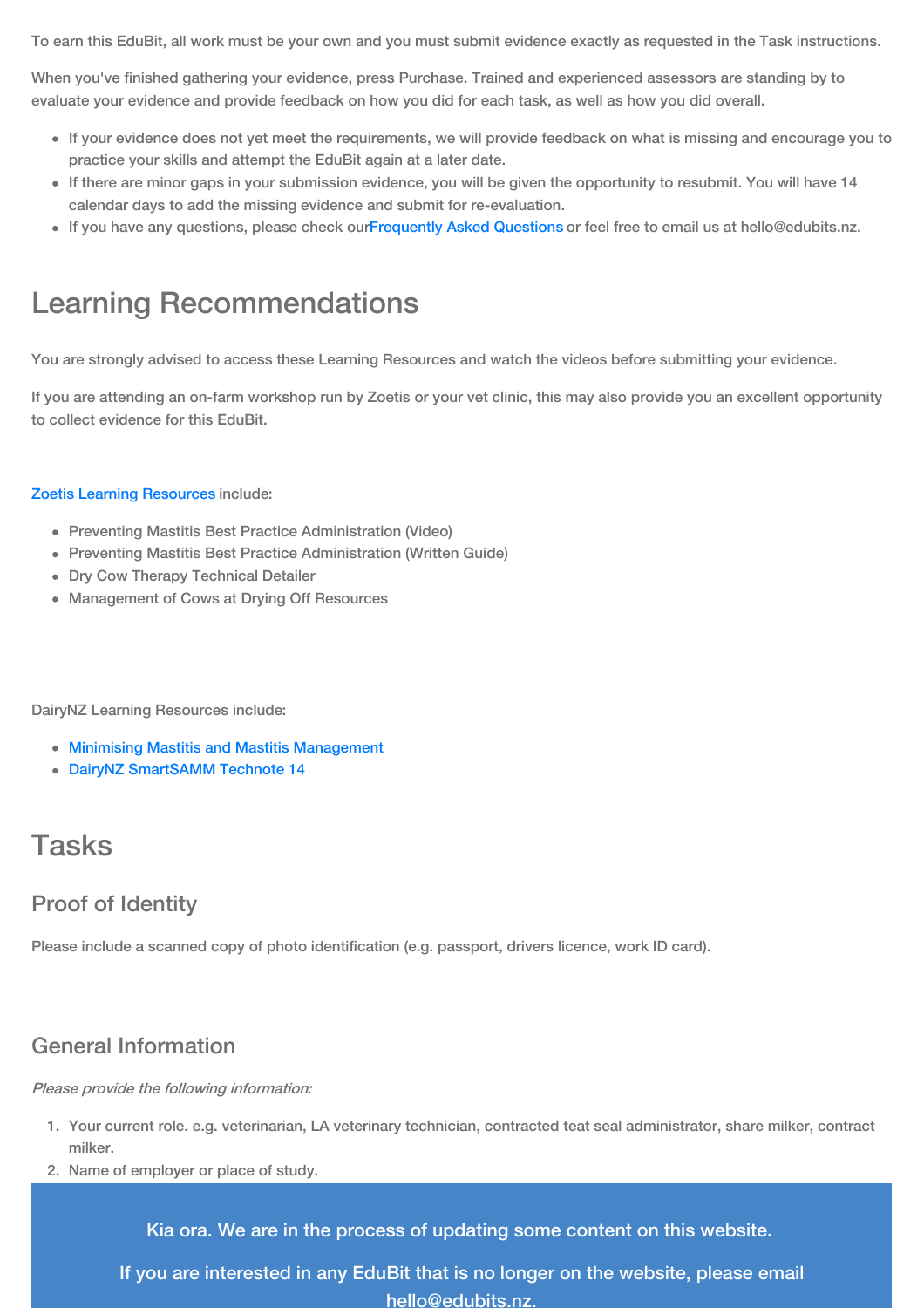To earn this EduBit, all work must be your own and you must submit evidence exactly as requested in the Task instructions.

When you've finished gathering your evidence, press Purchase. Trained and experienced assessors are standing by to evaluate your evidence and provide feedback on how you did for each task, as well as how you did overall.

- If your evidence does not yet meet the requirements, we will provide feedback on what is missing and encourage you to practice your skills and attempt the EduBit again at a later date.
- If there are minor gaps in your submission evidence, you will be given the opportunity to resubmit. You will have 14 calendar days to add the missing evidence and submit for re-evaluation.
- If you have any questions, please check ourFrequently Asked Questions or feel free to email us at hello@edubits.nz.

# Learning Recommendations

You are strongly advised to access these Learning Resources and watch the videos before submitting your evidence.

If you are attending an on-farm workshop run by Zoetis or your vet clinic, this may also provide you an excellent opportunity to collect evidence for this EduBit.

Zoetis Learning Resources include:

- Preventing Mastitis Best Practice Administration (Video)
- Preventing Mastitis Best Practice Administration (Written Guide)
- Dry Cow Therapy Technical Detailer
- Management of Cows at Drying Off Resources

DairyNZ Learning Resources include:

- Minimising Mastitis and Mastitis Management
- DairyNZ SmartSAMM Technote 14

# Tasks

## Proof of Identity

Please include a scanned copy of photo identification (e.g. passport, drivers licence, work ID card).

## General Information

*Please provide the following information:*

1. Your current role. e.g. veterinarian, LA veterinary technician, contracted teat seal administrator, share milker, contract milker.
2. Name of employer or place of study.

Kia ora. We are in the process of updating some content on this website.

If you are interested in any EduBit that is no longer on the website, please email hello@edubits.nz.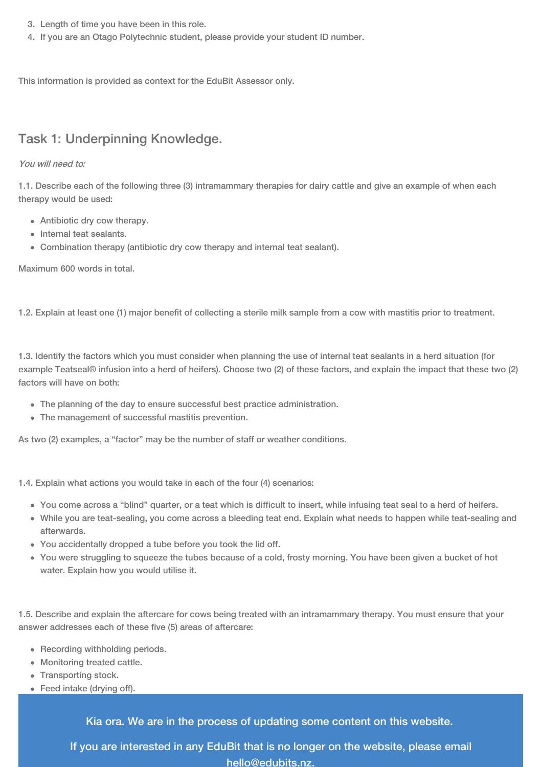3. Length of time you have been in this role.
4. If you are an Otago Polytechnic student, please provide your student ID number.

This information is provided as context for the EduBit Assessor only.

## Task 1: Underpinning Knowledge.

*You will need to:*

1.1. Describe each of the following three (3) intramammary therapies for dairy cattle and give an example of when each therapy would be used:

- Antibiotic dry cow therapy.
- Internal teat sealants.
- Combination therapy (antibiotic dry cow therapy and internal teat sealant).

Maximum 600 words in total.

1.2. Explain at least one (1) major benefit of collecting a sterile milk sample from a cow with mastitis prior to treatment.

1.3. Identify the factors which you must consider when planning the use of internal teat sealants in a herd situation (for example Teatseal® infusion into a herd of heifers). Choose two (2) of these factors, and explain the impact that these two (2) factors will have on both:

- The planning of the day to ensure successful best practice administration.
- The management of successful mastitis prevention.

As two (2) examples, a "factor" may be the number of staff or weather conditions.

1.4. Explain what actions you would take in each of the four (4) scenarios:

- You come across a "blind" quarter, or a teat which is difficult to insert, while infusing teat seal to a herd of heifers.
- While you are teat-sealing, you come across a bleeding teat end. Explain what needs to happen while teat-sealing and afterwards.
- You accidentally dropped a tube before you took the lid off.
- You were struggling to squeeze the tubes because of a cold, frosty morning. You have been given a bucket of hot water. Explain how you would utilise it.

1.5. Describe and explain the aftercare for cows being treated with an intramammary therapy. You must ensure that your answer addresses each of these five (5) areas of aftercare:

- Recording withholding periods.
- Monitoring treated cattle.
- Transporting stock.
- Feed intake (drying off).

Kia ora. We are in the process of updating some content on this website.

If you are interested in any EduBit that is no longer on the website, please email hello@edubits.nz.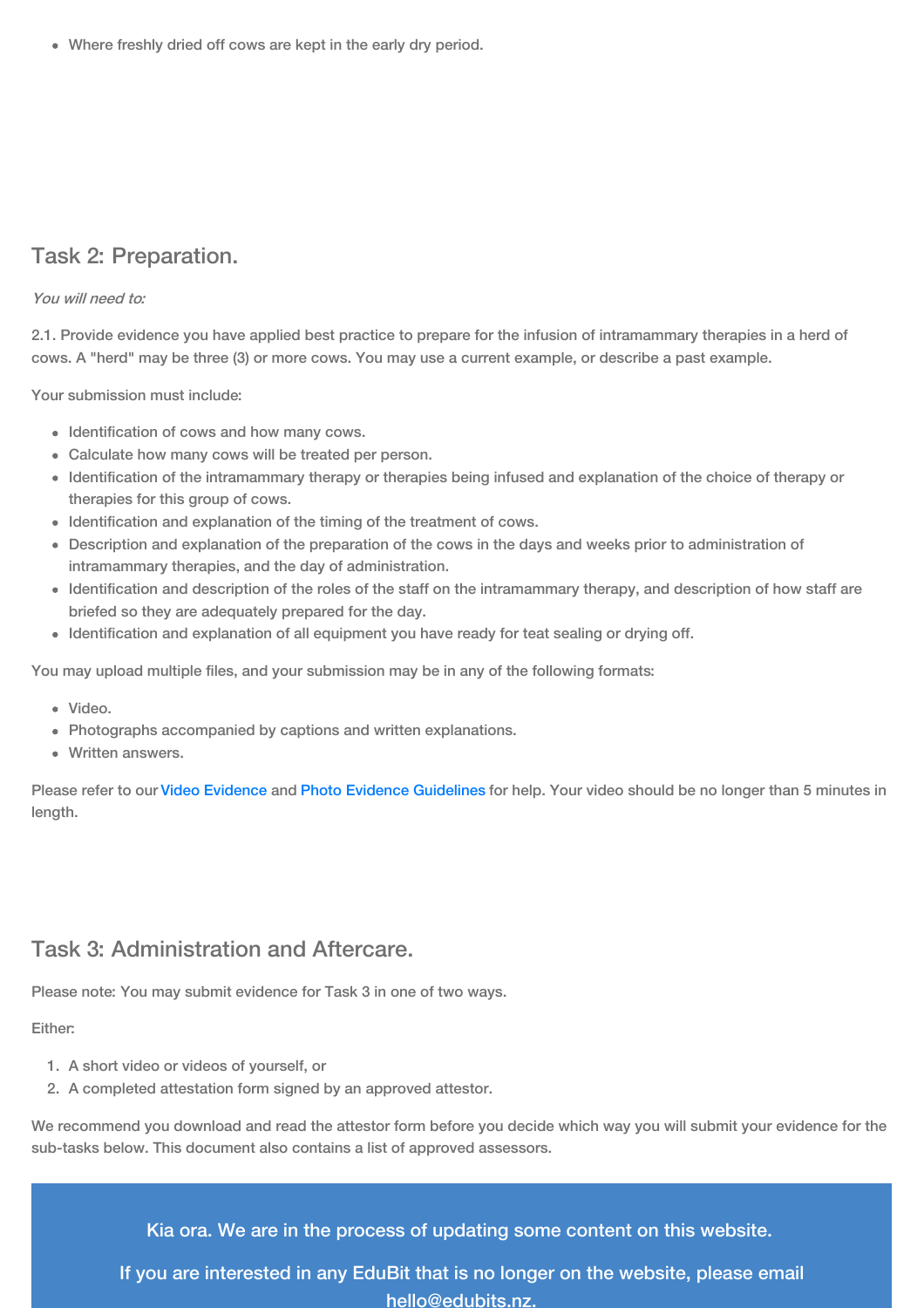- Where freshly dried off cows are kept in the early dry period.

## Task 2: Preparation.

*You will need to:*

2.1. Provide evidence you have applied best practice to prepare for the infusion of intramammary therapies in a herd of cows. A "herd" may be three (3) or more cows. You may use a current example, or describe a past example.

Your submission must include:

- Identification of cows and how many cows.
- Calculate how many cows will be treated per person.
- Identification of the intramammary therapy or therapies being infused and explanation of the choice of therapy or therapies for this group of cows.
- Identification and explanation of the timing of the treatment of cows.
- Description and explanation of the preparation of the cows in the days and weeks prior to administration of intramammary therapies, and the day of administration.
- Identification and description of the roles of the staff on the intramammary therapy, and description of how staff are briefed so they are adequately prepared for the day.
- Identification and explanation of all equipment you have ready for teat sealing or drying off.

You may upload multiple files, and your submission may be in any of the following formats:

- Video.
- Photographs accompanied by captions and written explanations.
- Written answers.

Please refer to our Video Evidence and Photo Evidence Guidelines for help. Your video should be no longer than 5 minutes in length.

## Task 3: Administration and Aftercare.

Please note: You may submit evidence for Task 3 in one of two ways.

Either:

1. A short video or videos of yourself, or
2. A completed attestation form signed by an approved attestor.

We recommend you download and read the attestor form before you decide which way you will submit your evidence for the sub-tasks below. This document also contains a list of approved assessors.

Kia ora. We are in the process of updating some content on this website.

If you are interested in any EduBit that is no longer on the website, please email hello@edubits.nz.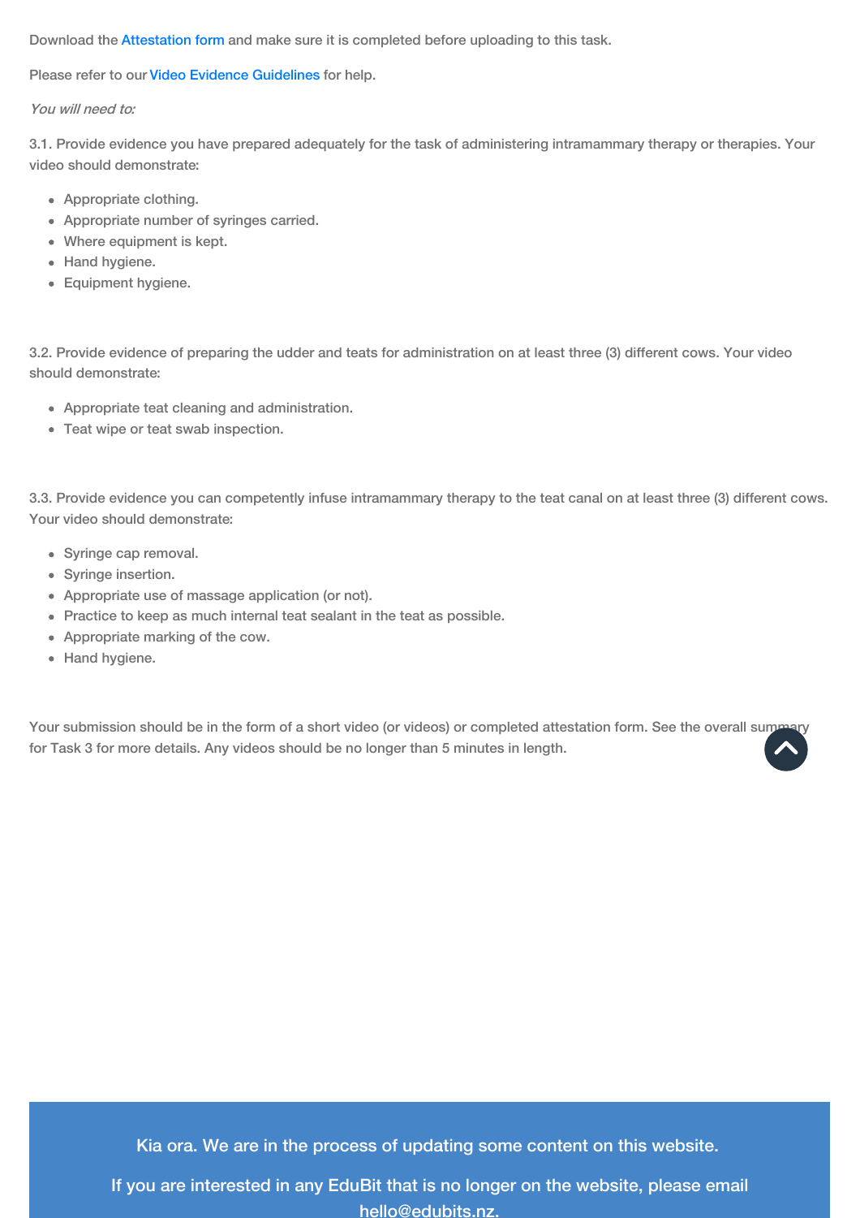Download the Attestation form and make sure it is completed before uploading to this task.

Please refer to our Video Evidence Guidelines for help.

*You will need to:*

3.1. Provide evidence you have prepared adequately for the task of administering intramammary therapy or therapies. Your video should demonstrate:

- Appropriate clothing.
- Appropriate number of syringes carried.
- Where equipment is kept.
- Hand hygiene.
- Equipment hygiene.

3.2. Provide evidence of preparing the udder and teats for administration on at least three (3) different cows. Your video should demonstrate:

- Appropriate teat cleaning and administration.
- Teat wipe or teat swab inspection.

3.3. Provide evidence you can competently infuse intramammary therapy to the teat canal on at least three (3) different cows. Your video should demonstrate:

- Syringe cap removal.
- Syringe insertion.
- Appropriate use of massage application (or not).
- Practice to keep as much internal teat sealant in the teat as possible.
- Appropriate marking of the cow.
- Hand hygiene.

Your submission should be in the form of a short video (or videos) or completed attestation form. See the overall summary for Task 3 for more details. Any videos should be no longer than 5 minutes in length.

Kia ora. We are in the process of updating some content on this website.

If you are interested in any EduBit that is no longer on the website, please email hello@edubits.nz.